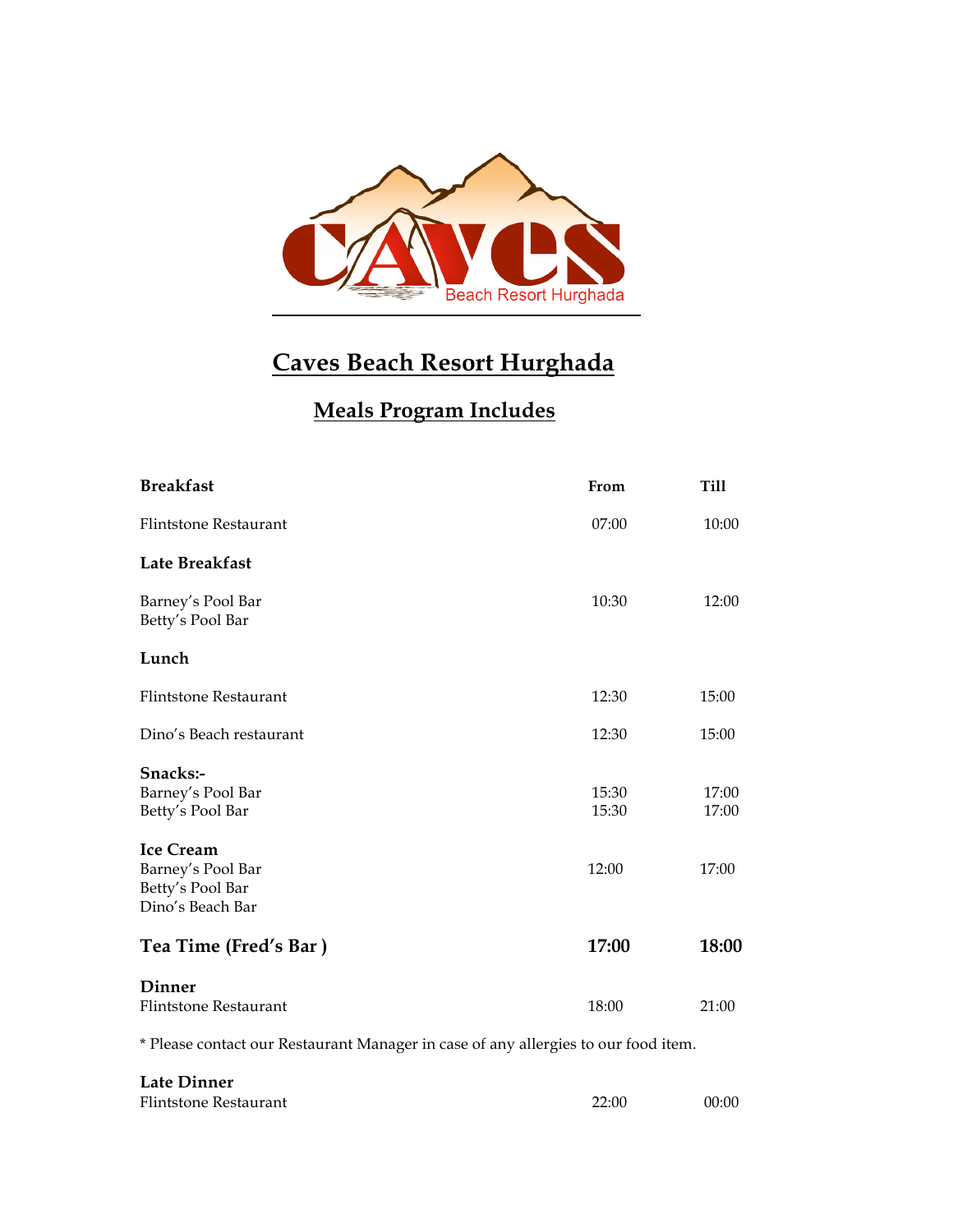# Caves Beach Resort Hurghada

## Meals Program Includes

| **Breakfast** | **From** | **Till** |
|---|---|---|
| Flintstone Restaurant | 07:00 | 10:00 |
| **Late Breakfast** | | |
| Barney's Pool Bar<br>Betty's Pool Bar | 10:30 | 12:00 |
| **Lunch** | | |
| Flintstone Restaurant | 12:30 | 15:00 |
| Dino's Beach restaurant | 12:30 | 15:00 |
| **Snacks:-** | | |
| Barney's Pool Bar | 15:30 | 17:00 |
| Betty's Pool Bar | 15:30 | 17:00 |
| **Ice Cream** | | |
| Barney's Pool Bar<br>Betty's Pool Bar<br>Dino's Beach Bar | 12:00 | 17:00 |
| **Tea Time (Fred's Bar )** | **17:00** | **18:00** |
| **Dinner** | | |
| Flintstone Restaurant | 18:00 | 21:00 |

* Please contact our Restaurant Manager in case of any allergies to our food item.

| **Late Dinner** | | |
|---|---|---|
| Flintstone Restaurant | 22:00 | 00:00 |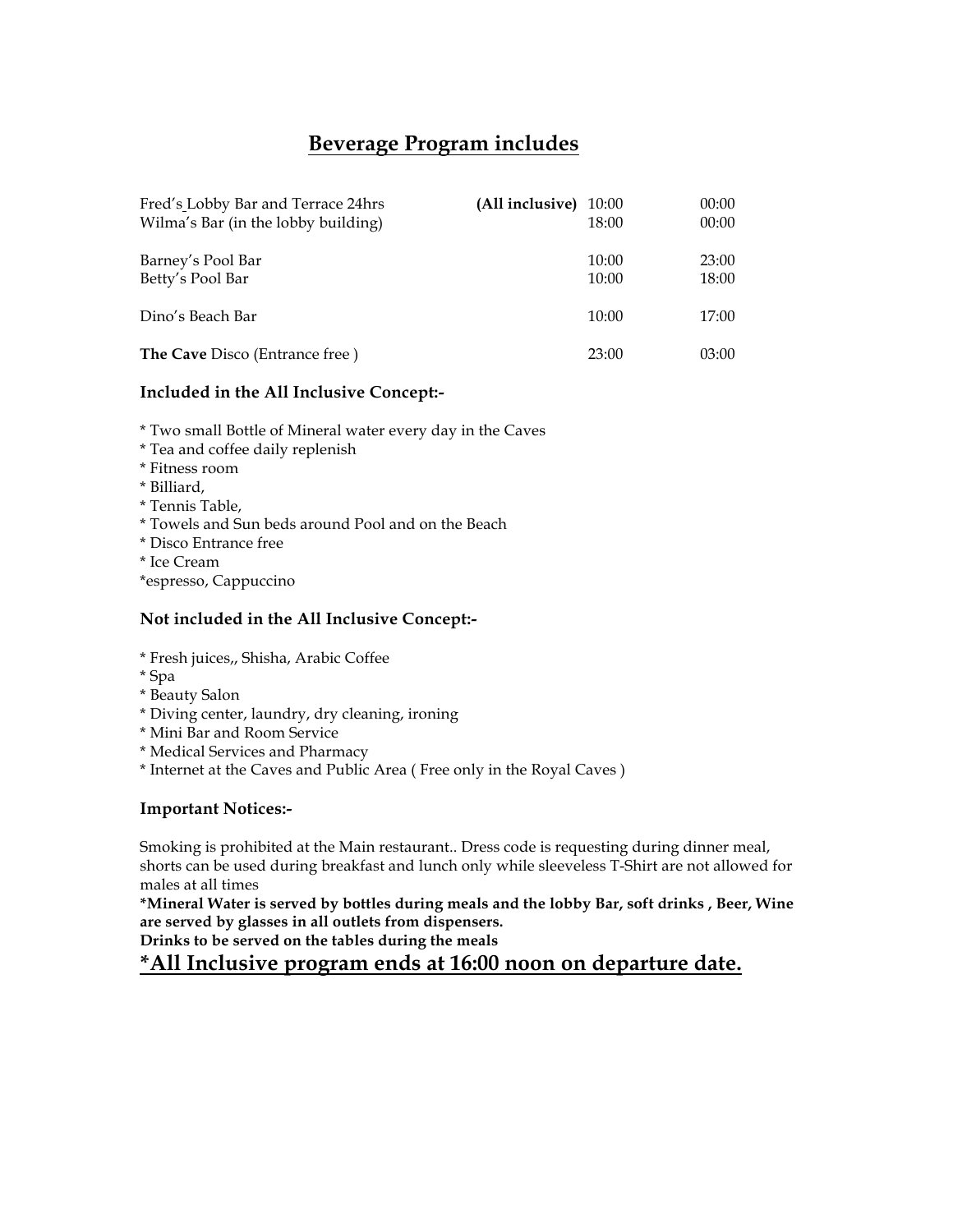## Beverage Program includes

| | | | |
|---|---|---|---|
| Fred's Lobby Bar and Terrace 24hrs | **(All inclusive)** | 10:00 | 00:00 |
| Wilma's Bar (in the lobby building) | | 18:00 | 00:00 |
| Barney's Pool Bar | | 10:00 | 23:00 |
| Betty's Pool Bar | | 10:00 | 18:00 |
| Dino's Beach Bar | | 10:00 | 17:00 |
| **The Cave** Disco (Entrance free ) | | 23:00 | 03:00 |

**Included in the All Inclusive Concept:-**

* Two small Bottle of Mineral water every day in the Caves
* Tea and coffee daily replenish
* Fitness room
* Billiard,
* Tennis Table,
* Towels and Sun beds around Pool and on the Beach
* Disco Entrance free
* Ice Cream
*espresso, Cappuccino

**Not included in the All Inclusive Concept:-**

* Fresh juices,, Shisha, Arabic Coffee
* Spa
* Beauty Salon
* Diving center, laundry, dry cleaning, ironing
* Mini Bar and Room Service
* Medical Services and Pharmacy
* Internet at the Caves and Public Area ( Free only in the Royal Caves )

**Important Notices:-**

Smoking is prohibited at the Main restaurant.. Dress code is requesting during dinner meal, shorts can be used during breakfast and lunch only while sleeveless T-Shirt are not allowed for males at all times

**\*Mineral Water is served by bottles during meals and the lobby Bar, soft drinks , Beer, Wine are served by glasses in all outlets from dispensers.**

**Drinks to be served on the tables during the meals**

## ***All Inclusive program ends at 16:00 noon on departure date.**